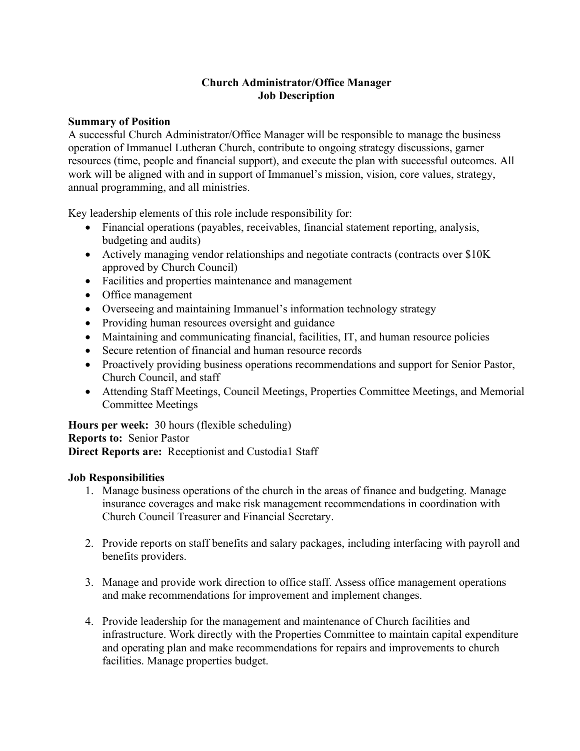# Church Administrator/Office Manager
## Job Description

**Summary of Position**

A successful Church Administrator/Office Manager will be responsible to manage the business operation of Immanuel Lutheran Church, contribute to ongoing strategy discussions, garner resources (time, people and financial support), and execute the plan with successful outcomes. All work will be aligned with and in support of Immanuel's mission, vision, core values, strategy, annual programming, and all ministries.

Key leadership elements of this role include responsibility for:

- Financial operations (payables, receivables, financial statement reporting, analysis, budgeting and audits)
- Actively managing vendor relationships and negotiate contracts (contracts over $10K approved by Church Council)
- Facilities and properties maintenance and management
- Office management
- Overseeing and maintaining Immanuel's information technology strategy
- Providing human resources oversight and guidance
- Maintaining and communicating financial, facilities, IT, and human resource policies
- Secure retention of financial and human resource records
- Proactively providing business operations recommendations and support for Senior Pastor, Church Council, and staff
- Attending Staff Meetings, Council Meetings, Properties Committee Meetings, and Memorial Committee Meetings

**Hours per week:** 30 hours (flexible scheduling)
**Reports to:** Senior Pastor
**Direct Reports are:** Receptionist and Custodia1 Staff

**Job Responsibilities**

1. Manage business operations of the church in the areas of finance and budgeting. Manage insurance coverages and make risk management recommendations in coordination with Church Council Treasurer and Financial Secretary.

2. Provide reports on staff benefits and salary packages, including interfacing with payroll and benefits providers.

3. Manage and provide work direction to office staff. Assess office management operations and make recommendations for improvement and implement changes.

4. Provide leadership for the management and maintenance of Church facilities and infrastructure. Work directly with the Properties Committee to maintain capital expenditure and operating plan and make recommendations for repairs and improvements to church facilities. Manage properties budget.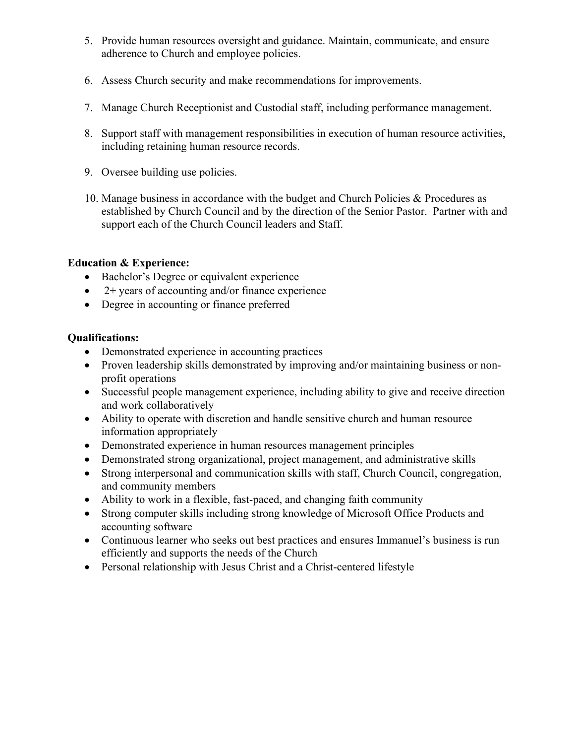5. Provide human resources oversight and guidance. Maintain, communicate, and ensure adherence to Church and employee policies.

6. Assess Church security and make recommendations for improvements.

7. Manage Church Receptionist and Custodial staff, including performance management.

8. Support staff with management responsibilities in execution of human resource activities, including retaining human resource records.

9. Oversee building use policies.

10. Manage business in accordance with the budget and Church Policies & Procedures as established by Church Council and by the direction of the Senior Pastor. Partner with and support each of the Church Council leaders and Staff.

**Education & Experience:**

- Bachelor's Degree or equivalent experience
- 2+ years of accounting and/or finance experience
- Degree in accounting or finance preferred

**Qualifications:**

- Demonstrated experience in accounting practices
- Proven leadership skills demonstrated by improving and/or maintaining business or non-profit operations
- Successful people management experience, including ability to give and receive direction and work collaboratively
- Ability to operate with discretion and handle sensitive church and human resource information appropriately
- Demonstrated experience in human resources management principles
- Demonstrated strong organizational, project management, and administrative skills
- Strong interpersonal and communication skills with staff, Church Council, congregation, and community members
- Ability to work in a flexible, fast-paced, and changing faith community
- Strong computer skills including strong knowledge of Microsoft Office Products and accounting software
- Continuous learner who seeks out best practices and ensures Immanuel's business is run efficiently and supports the needs of the Church
- Personal relationship with Jesus Christ and a Christ-centered lifestyle